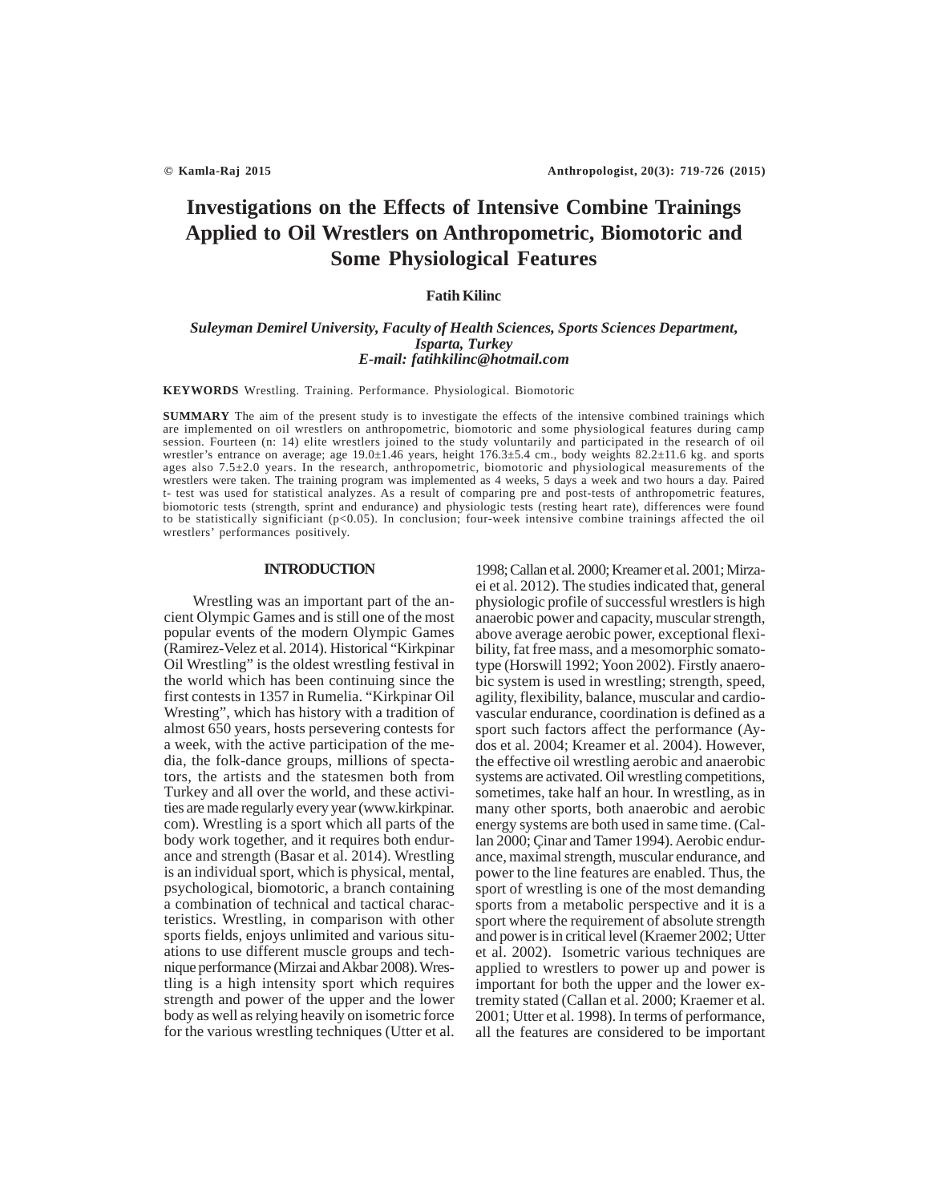# Investigations on the Effects of Intensive Combine Trainings Applied to Oil Wrestlers on Anthropometric, Biomotoric and Some Physiological Features

**Fatih Kilinc**

*Suleyman Demirel University, Faculty of Health Sciences, Sports Sciences Department, Isparta, Turkey*
*E-mail: fatihkilinc@hotmail.com*

**KEYWORDS** Wrestling. Training. Performance. Physiological. Biomotoric

**SUMMARY** The aim of the present study is to investigate the effects of the intensive combined trainings which are implemented on oil wrestlers on anthropometric, biomotoric and some physiological features during camp session. Fourteen (n: 14) elite wrestlers joined to the study voluntarily and participated in the research of oil wrestler's entrance on average; age 19.0±1.46 years, height 176.3±5.4 cm., body weights 82.2±11.6 kg. and sports ages also 7.5±2.0 years. In the research, anthropometric, biomotoric and physiological measurements of the wrestlers were taken. The training program was implemented as 4 weeks, 5 days a week and two hours a day. Paired t- test was used for statistical analyzes. As a result of comparing pre and post-tests of anthropometric features, biomotoric tests (strength, sprint and endurance) and physiologic tests (resting heart rate), differences were found to be statistically significiant ($p<0.05$). In conclusion; four-week intensive combine trainings affected the oil wrestlers' performances positively.

## INTRODUCTION

Wrestling was an important part of the ancient Olympic Games and is still one of the most popular events of the modern Olympic Games (Ramirez-Velez et al. 2014). Historical "Kirkpinar Oil Wrestling" is the oldest wrestling festival in the world which has been continuing since the first contests in 1357 in Rumelia. "Kirkpinar Oil Wresting", which has history with a tradition of almost 650 years, hosts persevering contests for a week, with the active participation of the media, the folk-dance groups, millions of spectators, the artists and the statesmen both from Turkey and all over the world, and these activities are made regularly every year (www.kirkpinar.com). Wrestling is a sport which all parts of the body work together, and it requires both endurance and strength (Basar et al. 2014). Wrestling is an individual sport, which is physical, mental, psychological, biomotoric, a branch containing a combination of technical and tactical characteristics. Wrestling, in comparison with other sports fields, enjoys unlimited and various situations to use different muscle groups and technique performance (Mirzai and Akbar 2008). Wrestling is a high intensity sport which requires strength and power of the upper and the lower body as well as relying heavily on isometric force for the various wrestling techniques (Utter et al. 1998; Callan et al. 2000; Kreamer et al. 2001; Mirzaei et al. 2012). The studies indicated that, general physiologic profile of successful wrestlers is high anaerobic power and capacity, muscular strength, above average aerobic power, exceptional flexibility, fat free mass, and a mesomorphic somatotype (Horswill 1992; Yoon 2002). Firstly anaerobic system is used in wrestling; strength, speed, agility, flexibility, balance, muscular and cardiovascular endurance, coordination is defined as a sport such factors affect the performance (Aydos et al. 2004; Kreamer et al. 2004). However, the effective oil wrestling aerobic and anaerobic systems are activated. Oil wrestling competitions, sometimes, take half an hour. In wrestling, as in many other sports, both anaerobic and aerobic energy systems are both used in same time. (Callan 2000; Çinar and Tamer 1994). Aerobic endurance, maximal strength, muscular endurance, and power to the line features are enabled. Thus, the sport of wrestling is one of the most demanding sports from a metabolic perspective and it is a sport where the requirement of absolute strength and power is in critical level (Kraemer 2002; Utter et al. 2002). Isometric various techniques are applied to wrestlers to power up and power is important for both the upper and the lower extremity stated (Callan et al. 2000; Kraemer et al. 2001; Utter et al. 1998). In terms of performance, all the features are considered to be important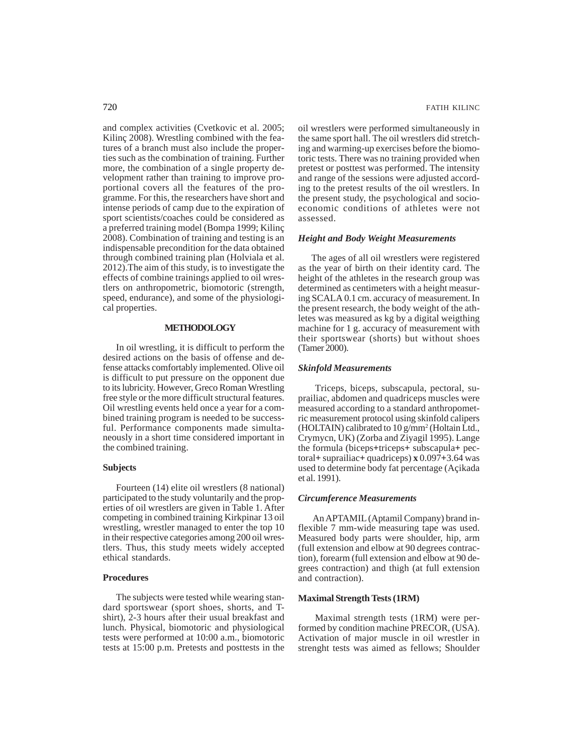and complex activities (Cvetkovic et al. 2005; Kilinç 2008). Wrestling combined with the features of a branch must also include the properties such as the combination of training. Further more, the combination of a single property development rather than training to improve proportional covers all the features of the programme. For this, the researchers have short and intense periods of camp due to the expiration of sport scientists/coaches could be considered as a preferred training model (Bompa 1999; Kilinç 2008). Combination of training and testing is an indispensable precondition for the data obtained through combined training plan (Holviala et al. 2012).The aim of this study, is to investigate the effects of combine trainings applied to oil wrestlers on anthropometric, biomotoric (strength, speed, endurance), and some of the physiological properties.

## METHODOLOGY

In oil wrestling, it is difficult to perform the desired actions on the basis of offense and defense attacks comfortably implemented. Olive oil is difficult to put pressure on the opponent due to its lubricity. However, Greco Roman Wrestling free style or the more difficult structural features. Oil wrestling events held once a year for a combined training program is needed to be successful. Performance components made simultaneously in a short time considered important in the combined training.

### Subjects

Fourteen (14) elite oil wrestlers (8 national) participated to the study voluntarily and the properties of oil wrestlers are given in Table 1. After competing in combined training Kirkpinar 13 oil wrestling, wrestler managed to enter the top 10 in their respective categories among 200 oil wrestlers. Thus, this study meets widely accepted ethical standards.

### Procedures

The subjects were tested while wearing standard sportswear (sport shoes, shorts, and T-shirt), 2-3 hours after their usual breakfast and lunch. Physical, biomotoric and physiological tests were performed at 10:00 a.m., biomotoric tests at 15:00 p.m. Pretests and posttests in the oil wrestlers were performed simultaneously in the same sport hall. The oil wrestlers did stretching and warming-up exercises before the biomotoric tests. There was no training provided when pretest or posttest was performed. The intensity and range of the sessions were adjusted according to the pretest results of the oil wrestlers. In the present study, the psychological and socio-economic conditions of athletes were not assessed.

### *Height and Body Weight Measurements*

The ages of all oil wrestlers were registered as the year of birth on their identity card. The height of the athletes in the research group was determined as centimeters with a height measuring SCALA 0.1 cm. accuracy of measurement. In the present research, the body weight of the athletes was measured as kg by a digital weigthing machine for 1 g. accuracy of measurement with their sportswear (shorts) but without shoes (Tamer 2000).

### *Skinfold Measurements*

Triceps, biceps, subscapula, pectoral, suprailiac, abdomen and quadriceps muscles were measured according to a standard anthropometric measurement protocol using skinfold calipers (HOLTAIN) calibrated to 10 g/mm$^2$ (Holtain Ltd., Crymycn, UK) (Zorba and Ziyagil 1995). Lange the formula (biceps+triceps+ subscapula+ pectoral+ suprailiac+ quadriceps) **x** 0.097+3.64 was used to determine body fat percentage (Açikada et al. 1991).

### *Circumference Measurements*

An APTAMIL (Aptamil Company) brand inflexible 7 mm-wide measuring tape was used. Measured body parts were shoulder, hip, arm (full extension and elbow at 90 degrees contraction), forearm (full extension and elbow at 90 degrees contraction) and thigh (at full extension and contraction).

### Maximal Strength Tests (1RM)

Maximal strength tests (1RM) were performed by condition machine PRECOR, (USA). Activation of major muscle in oil wrestler in strenght tests was aimed as fellows; Shoulder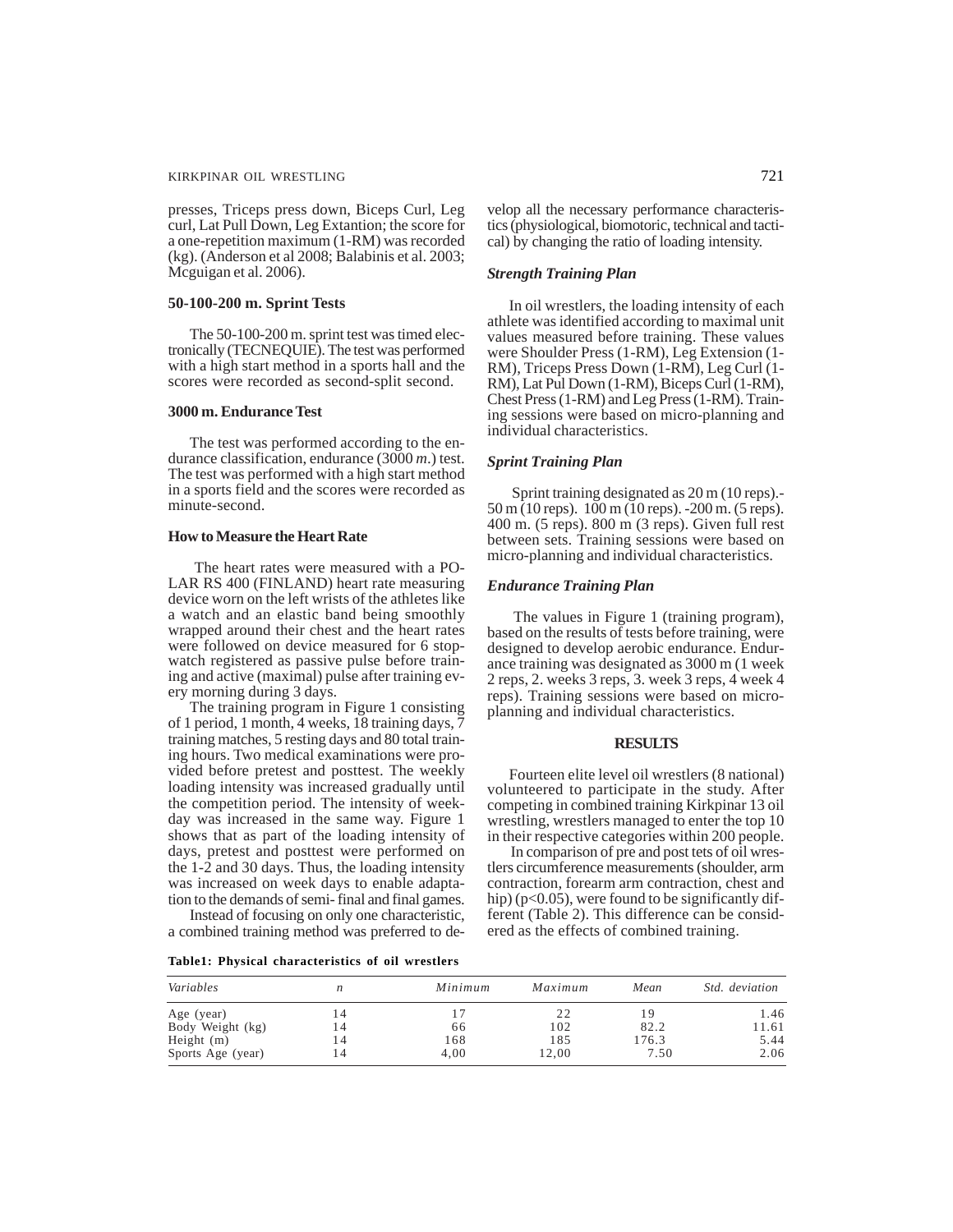presses, Triceps press down, Biceps Curl, Leg curl, Lat Pull Down, Leg Extantion; the score for a one-repetition maximum (1-RM) was recorded (kg). (Anderson et al 2008; Balabinis et al. 2003; Mcguigan et al. 2006).

### 50-100-200 m. Sprint Tests

The 50-100-200 m. sprint test was timed electronically (TECNEQUIE). The test was performed with a high start method in a sports hall and the scores were recorded as second-split second.

### 3000 m. Endurance Test

The test was performed according to the endurance classification, endurance (3000 *m.*) test. The test was performed with a high start method in a sports field and the scores were recorded as minute-second.

### How to Measure the Heart Rate

The heart rates were measured with a POLAR RS 400 (FINLAND) heart rate measuring device worn on the left wrists of the athletes like a watch and an elastic band being smoothly wrapped around their chest and the heart rates were followed on device measured for 6 stopwatch registered as passive pulse before training and active (maximal) pulse after training every morning during 3 days.

The training program in Figure 1 consisting of 1 period, 1 month, 4 weeks, 18 training days, 7 training matches, 5 resting days and 80 total training hours. Two medical examinations were provided before pretest and posttest. The weekly loading intensity was increased gradually until the competition period. The intensity of weekday was increased in the same way. Figure 1 shows that as part of the loading intensity of days, pretest and posttest were performed on the 1-2 and 30 days. Thus, the loading intensity was increased on week days to enable adaptation to the demands of semi- final and final games.

Instead of focusing on only one characteristic, a combined training method was preferred to develop all the necessary performance characteristics (physiological, biomotoric, technical and tactical) by changing the ratio of loading intensity.

### *Strength Training Plan*

In oil wrestlers, the loading intensity of each athlete was identified according to maximal unit values measured before training. These values were Shoulder Press (1-RM), Leg Extension (1-RM), Triceps Press Down (1-RM), Leg Curl (1-RM), Lat Pul Down (1-RM), Biceps Curl (1-RM), Chest Press (1-RM) and Leg Press (1-RM). Training sessions were based on micro-planning and individual characteristics.

### *Sprint Training Plan*

Sprint training designated as 20 m (10 reps).-50 m (10 reps). 100 m (10 reps). -200 m. (5 reps). 400 m. (5 reps). 800 m (3 reps). Given full rest between sets. Training sessions were based on micro-planning and individual characteristics.

### *Endurance Training Plan*

The values in Figure 1 (training program), based on the results of tests before training, were designed to develop aerobic endurance. Endurance training was designated as 3000 m (1 week 2 reps, 2. weeks 3 reps, 3. week 3 reps, 4 week 4 reps). Training sessions were based on micro-planning and individual characteristics.

## RESULTS

Fourteen elite level oil wrestlers (8 national) volunteered to participate in the study. After competing in combined training Kirkpinar 13 oil wrestling, wrestlers managed to enter the top 10 in their respective categories within 200 people.

In comparison of pre and post tets of oil wrestlers circumference measurements (shoulder, arm contraction, forearm arm contraction, chest and hip) ($p<0.05$), were found to be significantly different (Table 2). This difference can be considered as the effects of combined training.

**Table1: Physical characteristics of oil wrestlers**

| *Variables* | *n* | *Minimum* | *Maximum* | *Mean* | *Std. deviation* |
|---|---|---|---|---|---|
| Age (year) | 14 | 17 | 22 | 19 | 1.46 |
| Body Weight (kg) | 14 | 66 | 102 | 82.2 | 11.61 |
| Height (m) | 14 | 168 | 185 | 176.3 | 5.44 |
| Sports Age (year) | 14 | 4,00 | 12,00 | 7.50 | 2.06 |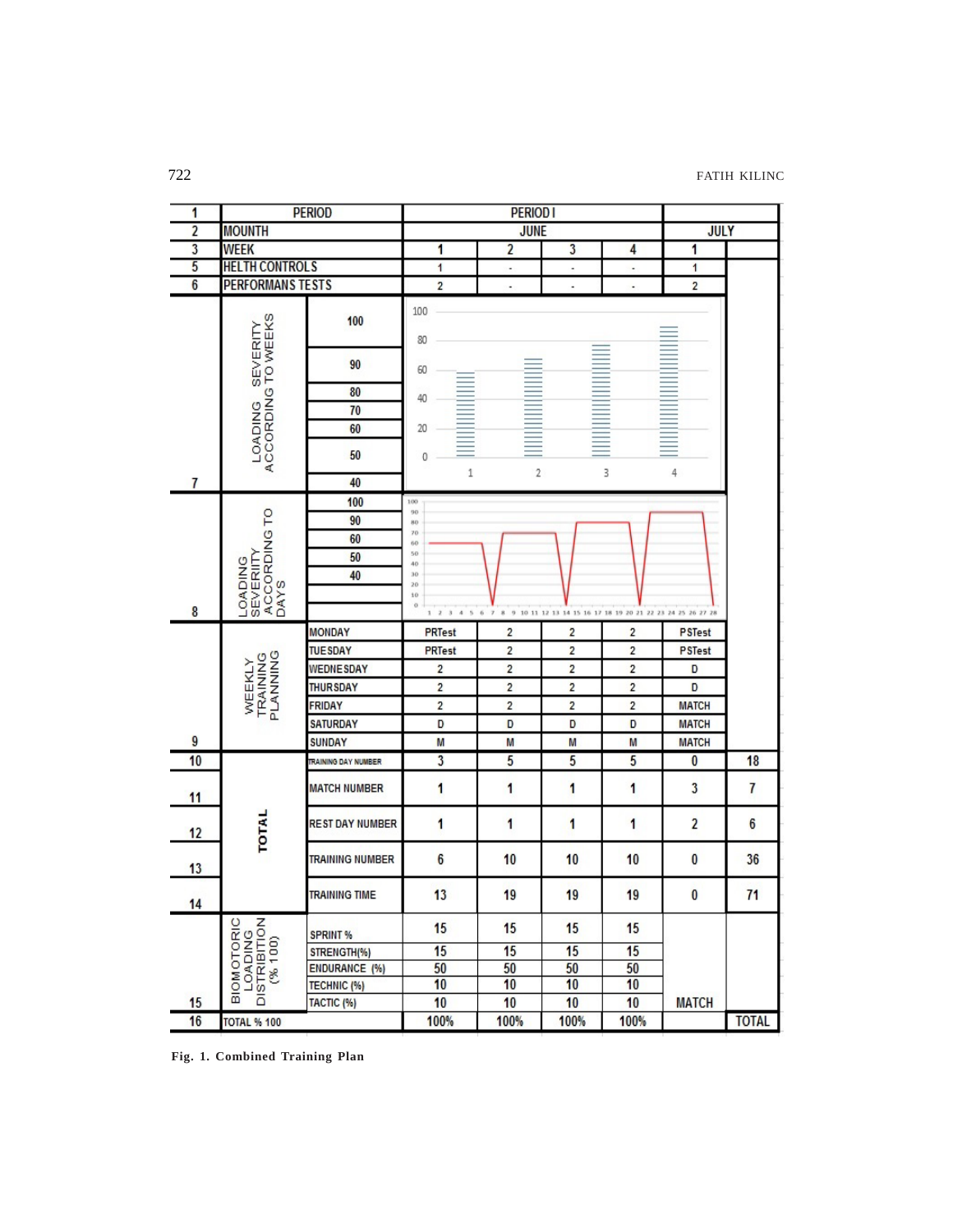| 1 | PERIOD | | PERIOD I | | | | | |
|---|---|---|---|---|---|---|---|---|
| 2 | MOUNTH | | JUNE | | | | JULY | |
| 3 | WEEK | | 1 | 2 | 3 | 4 | 1 | |
| 5 | HELTH CONTROLS | | 1 | - | - | - | 1 | |
| 6 | PERFORMANS TESTS | | 2 | - | - | - | 2 | |
| 7 | LOADING SEVERITY ACCORDING TO WEEKS | 100 / 90 / 80 / 70 / 60 / 50 / 40 | | | | | | |
| 8 | LOADING SEVERITY ACCORDING TO DAYS | 100 / 90 / 60 / 50 / 40 | | | | | | |
| 9 | WEEKLY TRAINING PLANNING | MONDAY | PRTest | 2 | 2 | 2 | PSTest | |
| | | TUESDAY | PRTest | 2 | 2 | 2 | PSTest | |
| | | WEDNESDAY | 2 | 2 | 2 | 2 | D | |
| | | THURSDAY | 2 | 2 | 2 | 2 | D | |
| | | FRIDAY | 2 | 2 | 2 | 2 | MATCH | |
| | | SATURDAY | D | D | D | D | MATCH | |
| | | SUNDAY | M | M | M | M | MATCH | |
| 10 | TOTAL | TRAINING DAY NUMBER | 3 | 5 | 5 | 5 | 0 | 18 |
| 11 | | MATCH NUMBER | 1 | 1 | 1 | 1 | 3 | 7 |
| 12 | | REST DAY NUMBER | 1 | 1 | 1 | 1 | 2 | 6 |
| 13 | | TRAINING NUMBER | 6 | 10 | 10 | 10 | 0 | 36 |
| 14 | | TRAINING TIME | 13 | 19 | 19 | 19 | 0 | 71 |
| 15 | BIOMOTORIC LOADING DISTRIBITION (% 100) | SPRINT % | 15 | 15 | 15 | 15 | | |
| | | STRENGTH(%) | 15 | 15 | 15 | 15 | | |
| | | ENDURANCE (%) | 50 | 50 | 50 | 50 | | |
| | | TECHNIC (%) | 10 | 10 | 10 | 10 | | |
| | | TACTIC (%) | 10 | 10 | 10 | 10 | MATCH | |
| 16 | TOTAL % 100 | | 100% | 100% | 100% | 100% | | TOTAL |

**Fig. 1. Combined Training Plan**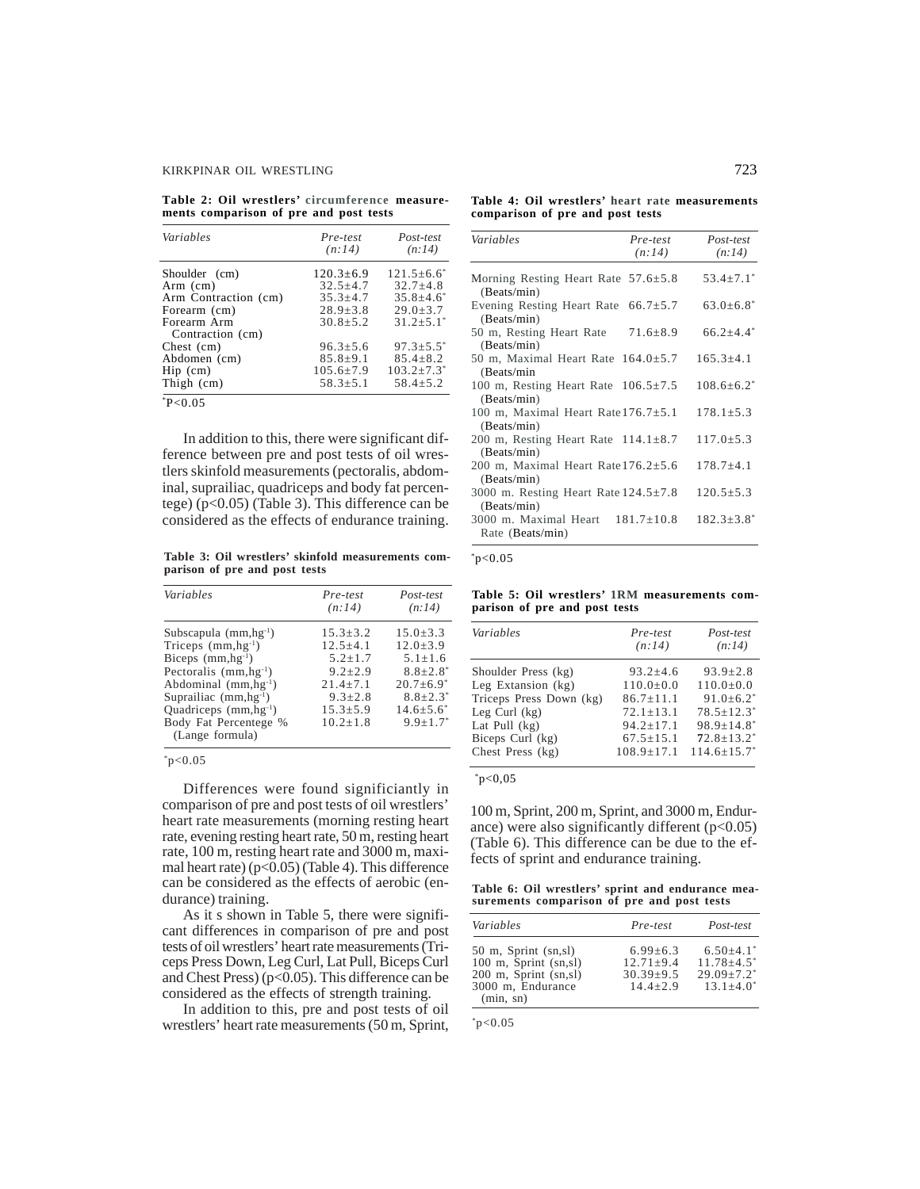**Table 2: Oil wrestlers' circumference measurements comparison of pre and post tests**

| *Variables* | *Pre-test (n:14)* | *Post-test (n:14)* |
|---|---|---|
| Shoulder (cm) | 120.3±6.9 | 121.5±6.6* |
| Arm (cm) | 32.5±4.7 | 32.7±4.8 |
| Arm Contraction (cm) | 35.3±4.7 | 35.8±4.6* |
| Forearm (cm) | 28.9±3.8 | 29.0±3.7 |
| Forearm Arm Contraction (cm) | 30.8±5.2 | 31.2±5.1* |
| Chest (cm) | 96.3±5.6 | 97.3±5.5* |
| Abdomen (cm) | 85.8±9.1 | 85.4±8.2 |
| Hip (cm) | 105.6±7.9 | 103.2±7.3* |
| Thigh (cm) | 58.3±5.1 | 58.4±5.2 |

*P<0.05

In addition to this, there were significant difference between pre and post tests of oil wrestlers skinfold measurements (pectoralis, abdominal, suprailiac, quadriceps and body fat percentege) ($p<0.05$) (Table 3). This difference can be considered as the effects of endurance training.

**Table 3: Oil wrestlers' skinfold measurements comparison of pre and post tests**

| *Variables* | *Pre-test (n:14)* | *Post-test (n:14)* |
|---|---|---|
| Subscapula ($mm,hg^{-1}$) | 15.3±3.2 | 15.0±3.3 |
| Triceps ($mm,hg^{-1}$) | 12.5±4.1 | 12.0±3.9 |
| Biceps ($mm,hg^{-1}$) | 5.2±1.7 | 5.1±1.6 |
| Pectoralis ($mm,hg^{-1}$) | 9.2±2.9 | 8.8±2.8* |
| Abdominal ($mm,hg^{-1}$) | 21.4±7.1 | 20.7±6.9* |
| Suprailiac ($mm,hg^{-1}$) | 9.3±2.8 | 8.8±2.3* |
| Quadriceps ($mm,hg^{-1}$) | 15.3±5.9 | 14.6±5.6* |
| Body Fat Percentege % (Lange formula) | 10.2±1.8 | 9.9±1.7* |

*p<0.05

Differences were found significiantly in comparison of pre and post tests of oil wrestlers' heart rate measurements (morning resting heart rate, evening resting heart rate, 50 m, resting heart rate, 100 m, resting heart rate and 3000 m, maximal heart rate) ($p<0.05$) (Table 4). This difference can be considered as the effects of aerobic (endurance) training.

As it s shown in Table 5, there were significant differences in comparison of pre and post tests of oil wrestlers' heart rate measurements (Triceps Press Down, Leg Curl, Lat Pull, Biceps Curl and Chest Press) ($p<0.05$). This difference can be considered as the effects of strength training.

In addition to this, pre and post tests of oil wrestlers' heart rate measurements (50 m, Sprint, 100 m, Sprint, 200 m, Sprint, and 3000 m, Endurance) were also significantly different ($p<0.05$) (Table 6). This difference can be due to the effects of sprint and endurance training.

**Table 4: Oil wrestlers' heart rate measurements comparison of pre and post tests**

| *Variables* | *Pre-test (n:14)* | *Post-test (n:14)* |
|---|---|---|
| Morning Resting Heart Rate (Beats/min) | 57.6±5.8 | 53.4±7.1* |
| Evening Resting Heart Rate (Beats/min) | 66.7±5.7 | 63.0±6.8* |
| 50 m, Resting Heart Rate (Beats/min) | 71.6±8.9 | 66.2±4.4* |
| 50 m, Maximal Heart Rate (Beats/min | 164.0±5.7 | 165.3±4.1 |
| 100 m, Resting Heart Rate (Beats/min) | 106.5±7.5 | 108.6±6.2* |
| 100 m, Maximal Heart Rate (Beats/min) | 176.7±5.1 | 178.1±5.3 |
| 200 m, Resting Heart Rate (Beats/min) | 114.1±8.7 | 117.0±5.3 |
| 200 m, Maximal Heart Rate (Beats/min) | 176.2±5.6 | 178.7±4.1 |
| 3000 m. Resting Heart Rate (Beats/min) | 124.5±7.8 | 120.5±5.3 |
| 3000 m. Maximal Heart Rate (Beats/min) | 181.7±10.8 | 182.3±3.8* |

*p<0.05

**Table 5: Oil wrestlers' 1RM measurements comparison of pre and post tests**

| *Variables* | *Pre-test (n:14)* | *Post-test (n:14)* |
|---|---|---|
| Shoulder Press (kg) | 93.2±4.6 | 93.9±2.8 |
| Leg Extansion (kg) | 110.0±0.0 | 110.0±0.0 |
| Triceps Press Down (kg) | 86.7±11.1 | 91.0±6.2* |
| Leg Curl (kg) | 72.1±13.1 | 78.5±12.3* |
| Lat Pull (kg) | 94.2±17.1 | 98.9±14.8* |
| Biceps Curl (kg) | 67.5±15.1 | 72.8±13.2* |
| Chest Press (kg) | 108.9±17.1 | 114.6±15.7* |

*p<0,05

**Table 6: Oil wrestlers' sprint and endurance measurements comparison of pre and post tests**

| *Variables* | *Pre-test* | *Post-test* |
|---|---|---|
| 50 m, Sprint (sn,sl) | 6.99±6.3 | 6.50±4.1* |
| 100 m, Sprint (sn,sl) | 12.71±9.4 | 11.78±4.5* |
| 200 m, Sprint (sn,sl) | 30.39±9.5 | 29.09±7.2* |
| 3000 m, Endurance (min, sn) | 14.4±2.9 | 13.1±4.0* |

*p<0.05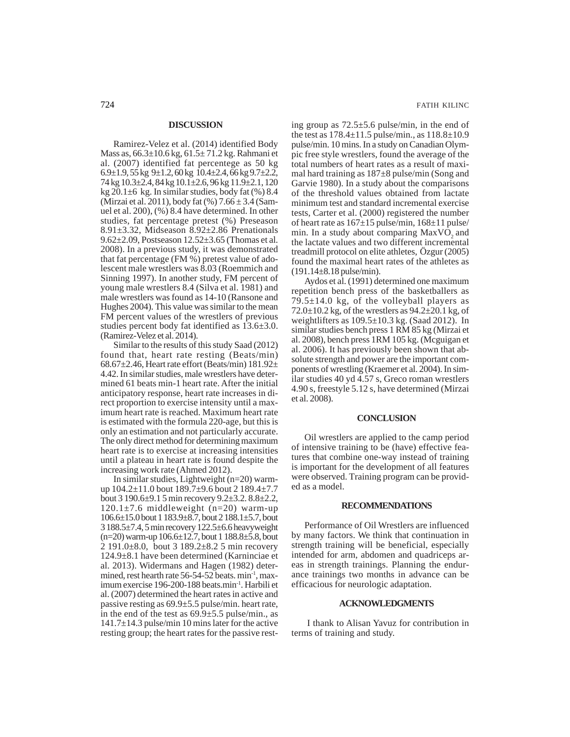## DISCUSSION

Ramirez-Velez et al. (2014) identified Body Mass as, 66.3±10.6 kg, 61.5± 71.2 kg. Rahmani et al. (2007) identified fat percentege as 50 kg 6.9±1.9, 55 kg 9±1.2, 60 kg 10.4±2.4, 66 kg 9.7±2.2, 74 kg 10.3±2.4, 84 kg 10.1±2.6, 96 kg 11.9±2.1, 120 kg 20.1±6 kg. In similar studies, body fat (%) 8.4 (Mirzai et al. 2011), body fat (%) 7.66 ± 3.4 (Samuel et al. 200), (%) 8.4 have determined. In other studies, fat percentage pretest (%) Preseason 8.91±3.32, Midseason 8.92±2.86 Prenationals 9.62±2.09, Postseason 12.52±3.65 (Thomas et al. 2008). In a previous study, it was demonstrated that fat percentage (FM %) pretest value of adolescent male wrestlers was 8.03 (Roemmich and Sinning 1997). In another study, FM percent of young male wrestlers 8.4 (Silva et al. 1981) and male wrestlers was found as 14-10 (Ransone and Hughes 2004). This value was similar to the mean FM percent values of the wrestlers of previous studies percent body fat identified as 13.6±3.0. (Ramirez-Velez et al. 2014).

Similar to the results of this study Saad (2012) found that, heart rate resting (Beats/min) 68.67±2.46, Heart rate effort (Beats/min) 181.92± 4.42. In similar studies, male wrestlers have determined 61 beats min-1 heart rate. After the initial anticipatory response, heart rate increases in direct proportion to exercise intensity until a maximum heart rate is reached. Maximum heart rate is estimated with the formula 220-age, but this is only an estimation and not particularly accurate. The only direct method for determining maximum heart rate is to exercise at increasing intensities until a plateau in heart rate is found despite the increasing work rate (Ahmed 2012).

In similar studies, Lightweight (n=20) warm-up 104.2±11.0 bout 189.7±9.6 bout 2 189.4±7.7 bout 3 190.6±9.1 5 min recovery 9.2±3.2. 8.8±2.2, 120.1±7.6 middleweight (n=20) warm-up 106.6±15.0 bout 1 183.9±8.7, bout 2 188.1±5.7, bout 3 188.5±7.4, 5 min recovery 122.5±6.6 heavyweight (n=20) warm-up 106.6±12.7, bout 1 188.8±5.8, bout 2 191.0±8.0, bout 3 189.2±8.2 5 min recovery 124.9±8.1 have been determined (Karninciae et al. 2013). Widermans and Hagen (1982) determined, rest hearth rate 56-54-52 beats. $min^{-1}$, maximum exercise 196-200-188 $beats.min^{-1}$. Harbili et al. (2007) determined the heart rates in active and passive resting as 69.9±5.5 pulse/min. heart rate, in the end of the test as 69.9±5.5 pulse/min., as 141.7±14.3 pulse/min 10 mins later for the active resting group; the heart rates for the passive resting group as 72.5±5.6 pulse/min, in the end of the test as 178.4±11.5 pulse/min., as 118.8±10.9 pulse/min. 10 mins. In a study on Canadian Olympic free style wrestlers, found the average of the total numbers of heart rates as a result of maximal hard training as 187±8 pulse/min (Song and Garvie 1980). In a study about the comparisons of the threshold values obtained from lactate minimum test and standard incremental exercise tests, Carter et al. (2000) registered the number of heart rate as 167±15 pulse/min, 168±11 pulse/min. In a study about comparing $MaxVO_2$ and the lactate values and two different incremental treadmill protocol on elite athletes, Özgur (2005) found the maximal heart rates of the athletes as (191.14±8.18 pulse/min).

Aydos et al. (1991) determined one maximum repetition bench press of the basketballers as 79.5±14.0 kg, of the volleyball players as 72.0±10.2 kg, of the wrestlers as 94.2±20.1 kg, of weightlifters as 109.5±10.3 kg. (Saad 2012). In similar studies bench press 1 RM 85 kg (Mirzai et al. 2008), bench press 1RM 105 kg. (Mcguigan et al. 2006). It has previously been shown that absolute strength and power are the important components of wrestling (Kraemer et al. 2004). In similar studies 40 yd 4.57 s, Greco roman wrestlers 4.90 s, freestyle 5.12 s, have determined (Mirzai et al. 2008).

## CONCLUSION

Oil wrestlers are applied to the camp period of intensive training to be (have) effective features that combine one-way instead of training is important for the development of all features were observed. Training program can be provided as a model.

## RECOMMENDATIONS

Performance of Oil Wrestlers are influenced by many factors. We think that continuation in strength training will be beneficial, especially intended for arm, abdomen and quadriceps areas in strength trainings. Planning the endurance trainings two months in advance can be efficacious for neurologic adaptation.

## ACKNOWLEDGMENTS

I thank to Alisan Yavuz for contribution in terms of training and study.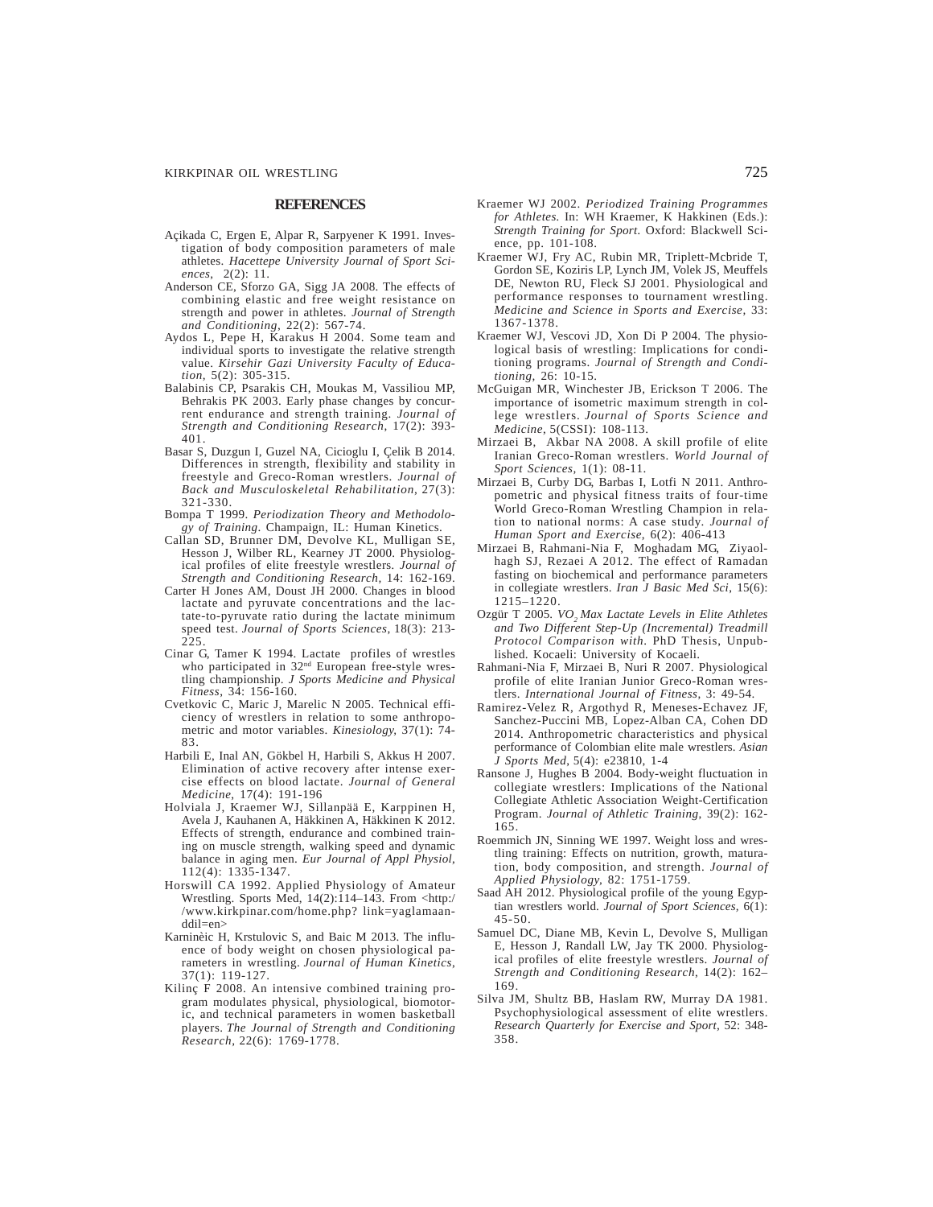## REFERENCES

Açikada C, Ergen E, Alpar R, Sarpyener K 1991. Investigation of body composition parameters of male athletes. *Hacettepe University Journal of Sport Sciences,* 2(2): 11.

Anderson CE, Sforzo GA, Sigg JA 2008. The effects of combining elastic and free weight resistance on strength and power in athletes. *Journal of Strength and Conditioning,* 22(2): 567-74.

Aydos L, Pepe H, Karakus H 2004. Some team and individual sports to investigate the relative strength value. *Kirsehir Gazi University Faculty of Education,* 5(2): 305-315.

Balabinis CP, Psarakis CH, Moukas M, Vassiliou MP, Behrakis PK 2003. Early phase changes by concurrent endurance and strength training. *Journal of Strength and Conditioning Research,* 17(2): 393-401.

Basar S, Duzgun I, Guzel NA, Cicioglu I, Çelik B 2014. Differences in strength, flexibility and stability in freestyle and Greco-Roman wrestlers. *Journal of Back and Musculoskeletal Rehabilitation,* 27(3): 321-330.

Bompa T 1999. *Periodization Theory and Methodology of Training.* Champaign, IL: Human Kinetics.

Callan SD, Brunner DM, Devolve KL, Mulligan SE, Hesson J, Wilber RL, Kearney JT 2000. Physiological profiles of elite freestyle wrestlers. *Journal of Strength and Conditioning Research,* 14: 162-169.

Carter H Jones AM, Doust JH 2000. Changes in blood lactate and pyruvate concentrations and the lactate-to-pyruvate ratio during the lactate minimum speed test. *Journal of Sports Sciences,* 18(3): 213-225.

Cinar G, Tamer K 1994. Lactate profiles of wrestles who participated in 32nd European free-style wrestling championship. *J Sports Medicine and Physical Fitness,* 34: 156-160.

Cvetkovic C, Maric J, Marelic N 2005. Technical efficiency of wrestlers in relation to some anthropometric and motor variables. *Kinesiology,* 37(1): 74-83.

Harbili E, Inal AN, Gökbel H, Harbili S, Akkus H 2007. Elimination of active recovery after intense exercise effects on blood lactate. *Journal of General Medicine,* 17(4): 191-196

Holviala J, Kraemer WJ, Sillanpää E, Karppinen H, Avela J, Kauhanen A, Häkkinen A, Häkkinen K 2012. Effects of strength, endurance and combined training on muscle strength, walking speed and dynamic balance in aging men. *Eur Journal of Appl Physiol,* 112(4): 1335-1347.

Horswill CA 1992. Applied Physiology of Amateur Wrestling. Sports Med, 14(2):114–143. From <http://www.kirkpinar.com/home.php? link=yaglamaanddil=en>

Karninèic H, Krstulovic S, and Baic M 2013. The influence of body weight on chosen physiological parameters in wrestling. *Journal of Human Kinetics,* 37(1): 119-127.

Kilinç F 2008. An intensive combined training program modulates physical, physiological, biomotoric, and technical parameters in women basketball players. *The Journal of Strength and Conditioning Research,* 22(6): 1769-1778.

Kraemer WJ 2002. *Periodized Training Programmes for Athletes.* In: WH Kraemer, K Hakkinen (Eds.): *Strength Training for Sport.* Oxford: Blackwell Science, pp. 101-108.

Kraemer WJ, Fry AC, Rubin MR, Triplett-Mcbride T, Gordon SE, Koziris LP, Lynch JM, Volek JS, Meuffels DE, Newton RU, Fleck SJ 2001. Physiological and performance responses to tournament wrestling. *Medicine and Science in Sports and Exercise,* 33: 1367-1378.

Kraemer WJ, Vescovi JD, Xon Di P 2004. The physiological basis of wrestling: Implications for conditioning programs. *Journal of Strength and Conditioning,* 26: 10-15.

McGuigan MR, Winchester JB, Erickson T 2006. The importance of isometric maximum strength in college wrestlers. *Journal of Sports Science and Medicine,* 5(CSSI): 108-113.

Mirzaei B, Akbar NA 2008. A skill profile of elite Iranian Greco-Roman wrestlers. *World Journal of Sport Sciences,* 1(1): 08-11.

Mirzaei B, Curby DG, Barbas I, Lotfi N 2011. Anthropometric and physical fitness traits of four-time World Greco-Roman Wrestling Champion in relation to national norms: A case study. *Journal of Human Sport and Exercise,* 6(2): 406-413

Mirzaei B, Rahmani-Nia F, Moghadam MG, Ziyaolhagh SJ, Rezaei A 2012. The effect of Ramadan fasting on biochemical and performance parameters in collegiate wrestlers. *Iran J Basic Med Sci,* 15(6): 1215–1220.

Ozgür T 2005. *$VO_2$ Max Lactate Levels in Elite Athletes and Two Different Step-Up (Incremental) Treadmill Protocol Comparison with.* PhD Thesis, Unpublished. Kocaeli: University of Kocaeli.

Rahmani-Nia F, Mirzaei B, Nuri R 2007. Physiological profile of elite Iranian Junior Greco-Roman wrestlers. *International Journal of Fitness,* 3: 49-54.

Ramirez-Velez R, Argothyd R, Meneses-Echavez JF, Sanchez-Puccini MB, Lopez-Alban CA, Cohen DD 2014. Anthropometric characteristics and physical performance of Colombian elite male wrestlers. *Asian J Sports Med,* 5(4): e23810, 1-4

Ransone J, Hughes B 2004. Body-weight fluctuation in collegiate wrestlers: Implications of the National Collegiate Athletic Association Weight-Certification Program. *Journal of Athletic Training,* 39(2): 162-165.

Roemmich JN, Sinning WE 1997. Weight loss and wrestling training: Effects on nutrition, growth, maturation, body composition, and strength. *Journal of Applied Physiology,* 82: 1751-1759.

Saad AH 2012. Physiological profile of the young Egyptian wrestlers world. *Journal of Sport Sciences,* 6(1): 45-50.

Samuel DC, Diane MB, Kevin L, Devolve S, Mulligan E, Hesson J, Randall LW, Jay TK 2000. Physiological profiles of elite freestyle wrestlers. *Journal of Strength and Conditioning Research,* 14(2): 162–169.

Silva JM, Shultz BB, Haslam RW, Murray DA 1981. Psychophysiological assessment of elite wrestlers. *Research Quarterly for Exercise and Sport,* 52: 348-358.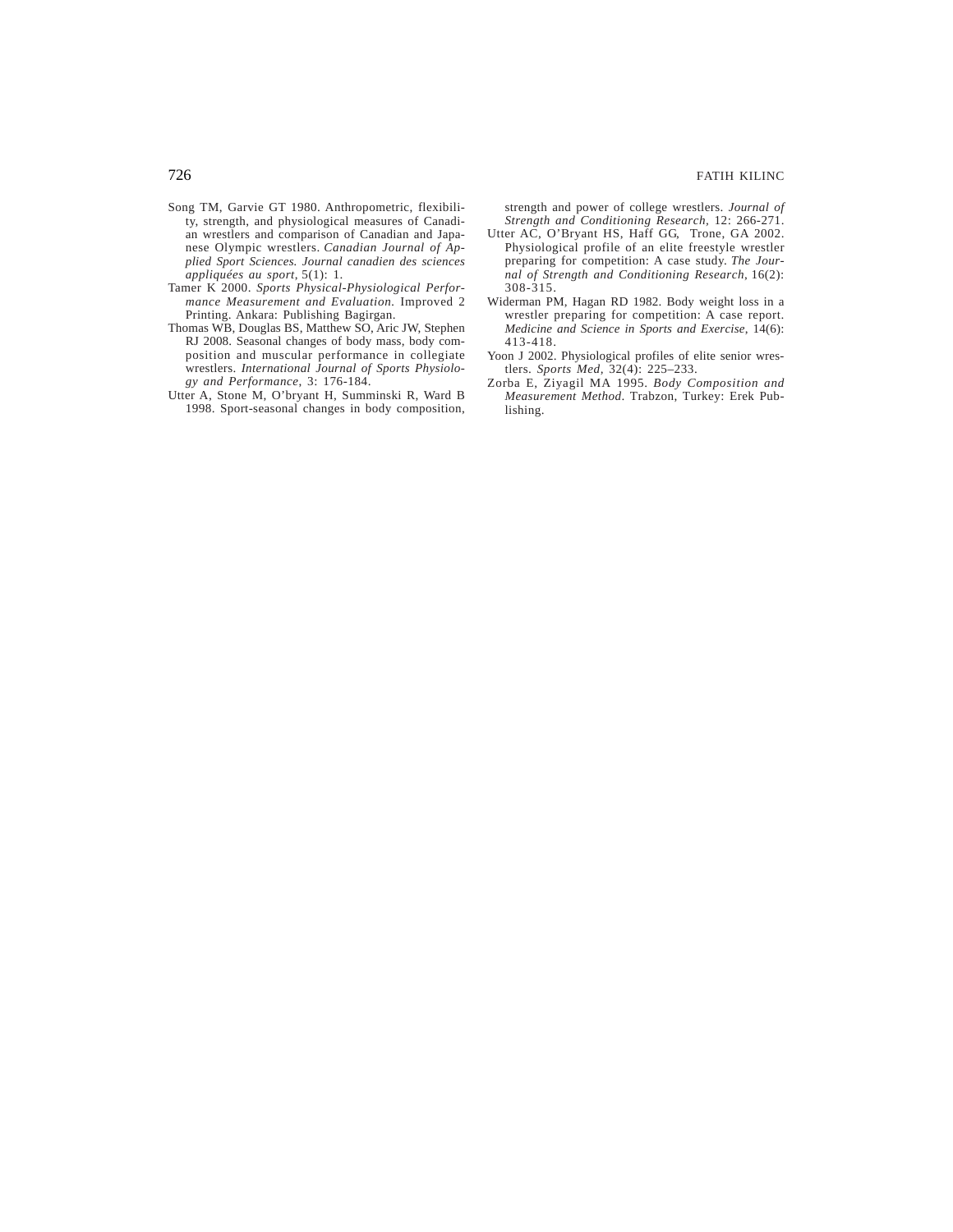Song TM, Garvie GT 1980. Anthropometric, flexibility, strength, and physiological measures of Canadian wrestlers and comparison of Canadian and Japanese Olympic wrestlers. *Canadian Journal of Applied Sport Sciences. Journal canadien des sciences appliquées au sport*, 5(1): 1.

Tamer K 2000. *Sports Physical-Physiological Performance Measurement and Evaluation.* Improved 2 Printing. Ankara: Publishing Bagirgan.

Thomas WB, Douglas BS, Matthew SO, Aric JW, Stephen RJ 2008. Seasonal changes of body mass, body composition and muscular performance in collegiate wrestlers. *International Journal of Sports Physiology and Performance*, 3: 176-184.

Utter A, Stone M, O'bryant H, Summinski R, Ward B 1998. Sport-seasonal changes in body composition, strength and power of college wrestlers. *Journal of Strength and Conditioning Research*, 12: 266-271.

Utter AC, O'Bryant HS, Haff GG, Trone, GA 2002. Physiological profile of an elite freestyle wrestler preparing for competition: A case study. *The Journal of Strength and Conditioning Research*, 16(2): 308-315.

Widerman PM, Hagan RD 1982. Body weight loss in a wrestler preparing for competition: A case report. *Medicine and Science in Sports and Exercise*, 14(6): 413-418.

Yoon J 2002. Physiological profiles of elite senior wrestlers. *Sports Med*, 32(4): 225–233.

Zorba E, Ziyagil MA 1995. *Body Composition and Measurement Method*. Trabzon, Turkey: Erek Publishing.